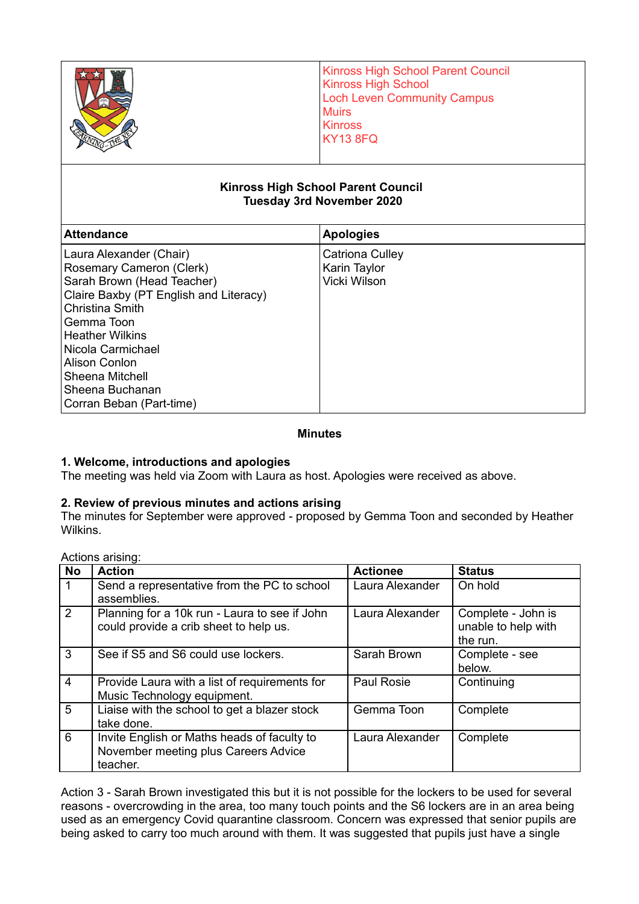Kinross High School Parent Council
Kinross High School
Loch Leven Community Campus
Muirs
Kinross
KY13 8FQ

**Kinross High School Parent Council**
**Tuesday 3rd November 2020**

| Attendance | Apologies |
|---|---|
| Laura Alexander (Chair)<br>Rosemary Cameron (Clerk)<br>Sarah Brown (Head Teacher)<br>Claire Baxby (PT English and Literacy)<br>Christina Smith<br>Gemma Toon<br>Heather Wilkins<br>Nicola Carmichael<br>Alison Conlon<br>Sheena Mitchell<br>Sheena Buchanan<br>Corran Beban (Part-time) | Catriona Culley<br>Karin Taylor<br>Vicki Wilson |

## Minutes

### 1. Welcome, introductions and apologies

The meeting was held via Zoom with Laura as host. Apologies were received as above.

### 2. Review of previous minutes and actions arising

The minutes for September were approved - proposed by Gemma Toon and seconded by Heather Wilkins.

Actions arising:

| No | Action | Actionee | Status |
|---|---|---|---|
| 1 | Send a representative from the PC to school assemblies. | Laura Alexander | On hold |
| 2 | Planning for a 10k run - Laura to see if John could provide a crib sheet to help us. | Laura Alexander | Complete - John is unable to help with the run. |
| 3 | See if S5 and S6 could use lockers. | Sarah Brown | Complete - see below. |
| 4 | Provide Laura with a list of requirements for Music Technology equipment. | Paul Rosie | Continuing |
| 5 | Liaise with the school to get a blazer stock take done. | Gemma Toon | Complete |
| 6 | Invite English or Maths heads of faculty to November meeting plus Careers Advice teacher. | Laura Alexander | Complete |

Action 3 - Sarah Brown investigated this but it is not possible for the lockers to be used for several reasons - overcrowding in the area, too many touch points and the S6 lockers are in an area being used as an emergency Covid quarantine classroom. Concern was expressed that senior pupils are being asked to carry too much around with them. It was suggested that pupils just have a single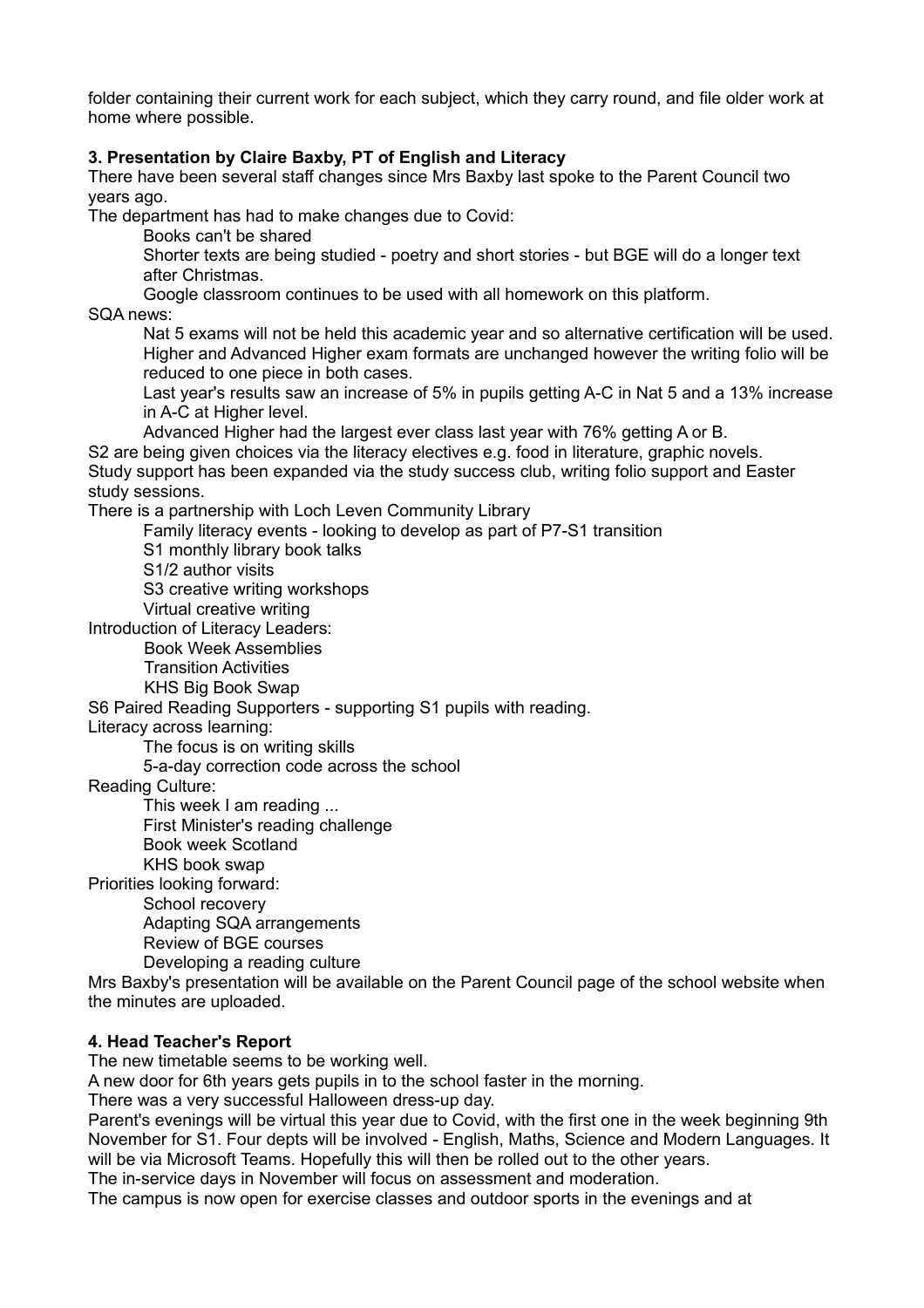folder containing their current work for each subject, which they carry round, and file older work at home where possible.

**3. Presentation by Claire Baxby, PT of English and Literacy**

There have been several staff changes since Mrs Baxby last spoke to the Parent Council two years ago.

The department has had to make changes due to Covid:

- Books can't be shared
- Shorter texts are being studied - poetry and short stories - but BGE will do a longer text after Christmas.
- Google classroom continues to be used with all homework on this platform.

SQA news:

- Nat 5 exams will not be held this academic year and so alternative certification will be used. Higher and Advanced Higher exam formats are unchanged however the writing folio will be reduced to one piece in both cases.
- Last year's results saw an increase of 5% in pupils getting A-C in Nat 5 and a 13% increase in A-C at Higher level.
- Advanced Higher had the largest ever class last year with 76% getting A or B.

S2 are being given choices via the literacy electives e.g. food in literature, graphic novels.

Study support has been expanded via the study success club, writing folio support and Easter study sessions.

There is a partnership with Loch Leven Community Library

- Family literacy events - looking to develop as part of P7-S1 transition
- S1 monthly library book talks
- S1/2 author visits
- S3 creative writing workshops
- Virtual creative writing

Introduction of Literacy Leaders:

- Book Week Assemblies
- Transition Activities
- KHS Big Book Swap

S6 Paired Reading Supporters - supporting S1 pupils with reading.

Literacy across learning:

- The focus is on writing skills
- 5-a-day correction code across the school

Reading Culture:

- This week I am reading ...
- First Minister's reading challenge
- Book week Scotland
- KHS book swap

Priorities looking forward:

- School recovery
- Adapting SQA arrangements
- Review of BGE courses
- Developing a reading culture

Mrs Baxby's presentation will be available on the Parent Council page of the school website when the minutes are uploaded.

**4. Head Teacher's Report**

The new timetable seems to be working well.

A new door for 6th years gets pupils in to the school faster in the morning.

There was a very successful Halloween dress-up day.

Parent's evenings will be virtual this year due to Covid, with the first one in the week beginning 9th November for S1. Four depts will be involved - English, Maths, Science and Modern Languages. It will be via Microsoft Teams. Hopefully this will then be rolled out to the other years.

The in-service days in November will focus on assessment and moderation.

The campus is now open for exercise classes and outdoor sports in the evenings and at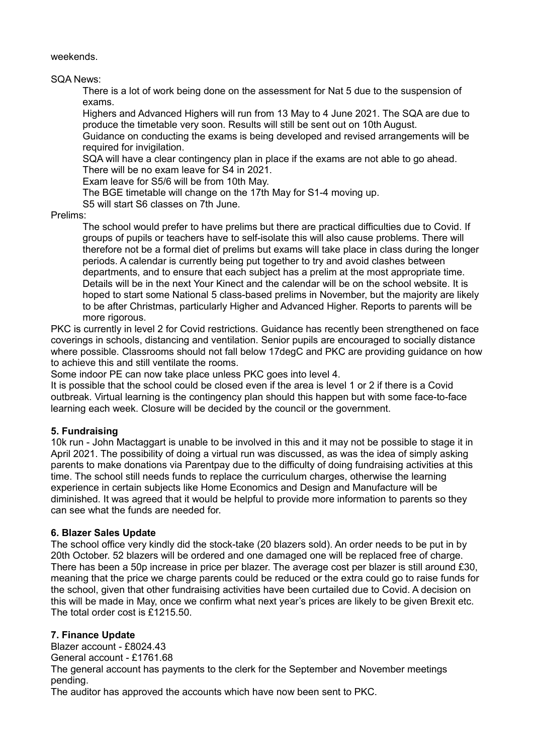weekends.

SQA News:

> There is a lot of work being done on the assessment for Nat 5 due to the suspension of exams.
>
> Highers and Advanced Highers will run from 13 May to 4 June 2021. The SQA are due to produce the timetable very soon. Results will still be sent out on 10th August.
>
> Guidance on conducting the exams is being developed and revised arrangements will be required for invigilation.
>
> SQA will have a clear contingency plan in place if the exams are not able to go ahead.
>
> There will be no exam leave for S4 in 2021.
>
> Exam leave for S5/6 will be from 10th May.
>
> The BGE timetable will change on the 17th May for S1-4 moving up.
>
> S5 will start S6 classes on 7th June.

Prelims:

> The school would prefer to have prelims but there are practical difficulties due to Covid. If groups of pupils or teachers have to self-isolate this will also cause problems. There will therefore not be a formal diet of prelims but exams will take place in class during the longer periods. A calendar is currently being put together to try and avoid clashes between departments, and to ensure that each subject has a prelim at the most appropriate time. Details will be in the next Your Kinect and the calendar will be on the school website. It is hoped to start some National 5 class-based prelims in November, but the majority are likely to be after Christmas, particularly Higher and Advanced Higher. Reports to parents will be more rigorous.

PKC is currently in level 2 for Covid restrictions. Guidance has recently been strengthened on face coverings in schools, distancing and ventilation. Senior pupils are encouraged to socially distance where possible. Classrooms should not fall below 17degC and PKC are providing guidance on how to achieve this and still ventilate the rooms.

Some indoor PE can now take place unless PKC goes into level 4.

It is possible that the school could be closed even if the area is level 1 or 2 if there is a Covid outbreak. Virtual learning is the contingency plan should this happen but with some face-to-face learning each week. Closure will be decided by the council or the government.

**5. Fundraising**

10k run - John Mactaggart is unable to be involved in this and it may not be possible to stage it in April 2021. The possibility of doing a virtual run was discussed, as was the idea of simply asking parents to make donations via Parentpay due to the difficulty of doing fundraising activities at this time. The school still needs funds to replace the curriculum charges, otherwise the learning experience in certain subjects like Home Economics and Design and Manufacture will be diminished. It was agreed that it would be helpful to provide more information to parents so they can see what the funds are needed for.

**6. Blazer Sales Update**

The school office very kindly did the stock-take (20 blazers sold). An order needs to be put in by 20th October. 52 blazers will be ordered and one damaged one will be replaced free of charge. There has been a 50p increase in price per blazer. The average cost per blazer is still around £30, meaning that the price we charge parents could be reduced or the extra could go to raise funds for the school, given that other fundraising activities have been curtailed due to Covid. A decision on this will be made in May, once we confirm what next year's prices are likely to be given Brexit etc. The total order cost is £1215.50.

**7. Finance Update**

Blazer account - £8024.43

General account - £1761.68

The general account has payments to the clerk for the September and November meetings pending.

The auditor has approved the accounts which have now been sent to PKC.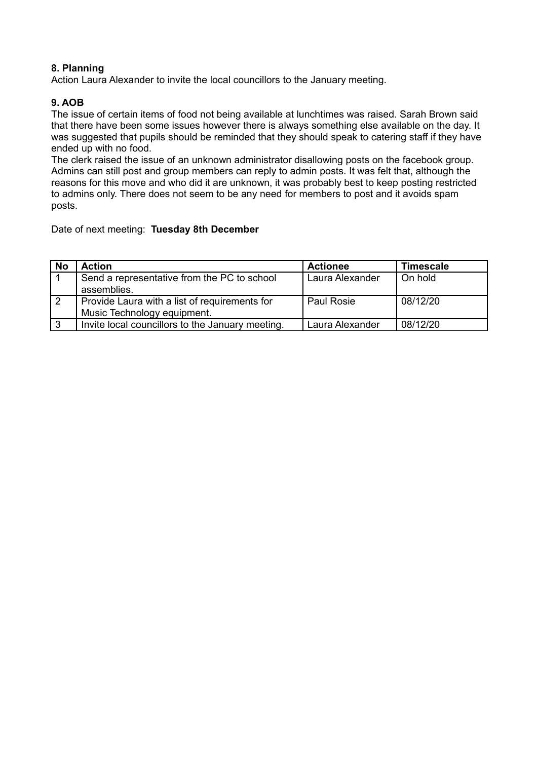### 8. Planning

Action Laura Alexander to invite the local councillors to the January meeting.

### 9. AOB

The issue of certain items of food not being available at lunchtimes was raised. Sarah Brown said that there have been some issues however there is always something else available on the day. It was suggested that pupils should be reminded that they should speak to catering staff if they have ended up with no food.

The clerk raised the issue of an unknown administrator disallowing posts on the facebook group. Admins can still post and group members can reply to admin posts. It was felt that, although the reasons for this move and who did it are unknown, it was probably best to keep posting restricted to admins only. There does not seem to be any need for members to post and it avoids spam posts.

Date of next meeting: **Tuesday 8th December**

| No | Action | Actionee | Timescale |
|---|---|---|---|
| 1 | Send a representative from the PC to school assemblies. | Laura Alexander | On hold |
| 2 | Provide Laura with a list of requirements for Music Technology equipment. | Paul Rosie | 08/12/20 |
| 3 | Invite local councillors to the January meeting. | Laura Alexander | 08/12/20 |